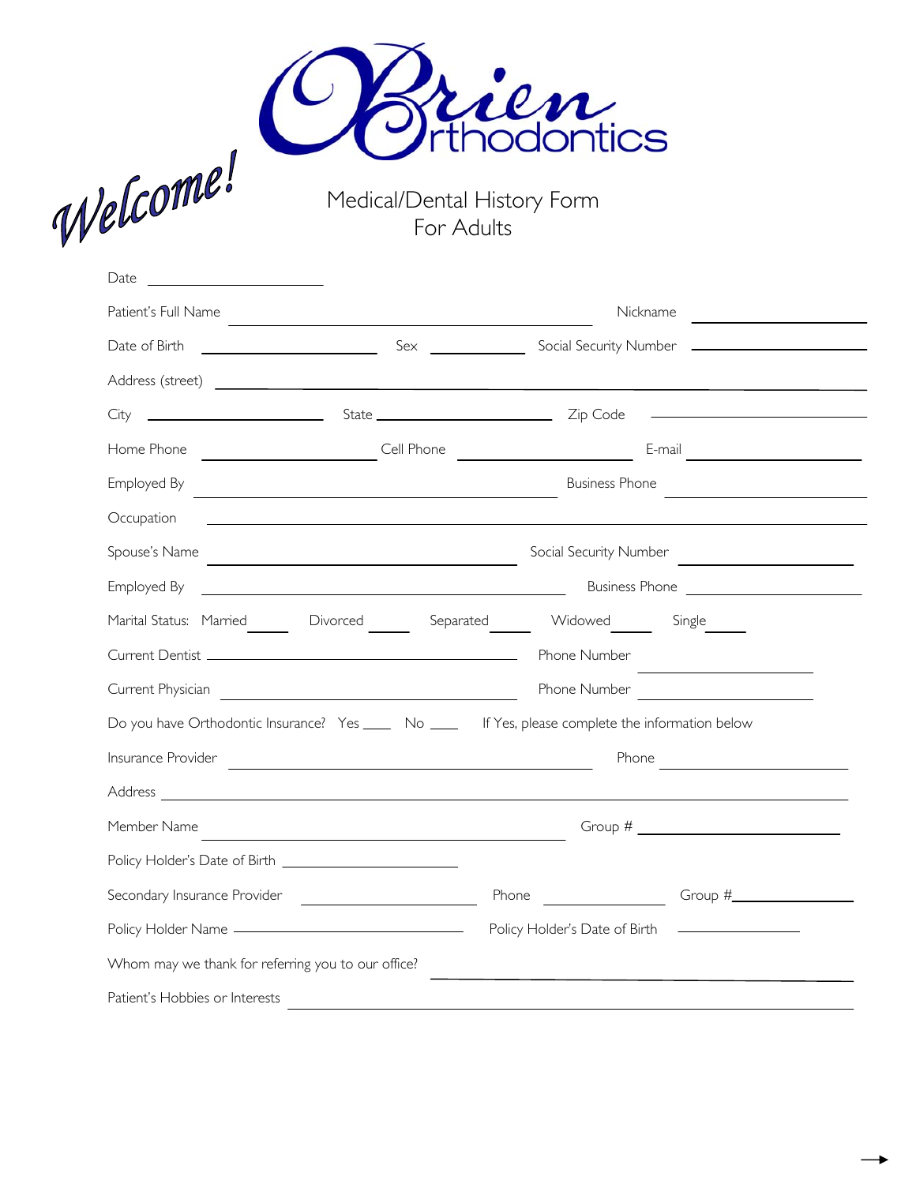Welcome!

# O'Brien Orthodontics

## Medical/Dental History Form For Adults

Date \_\_\_\_\_\_\_\_\_\_\_\_\_\_\_\_\_\_\_\_

Patient's Full Name \_\_\_\_\_\_\_\_\_\_\_\_\_\_\_\_\_\_\_\_\_\_\_\_\_\_\_\_\_\_\_\_\_\_\_\_\_\_\_\_ Nickname \_\_\_\_\_\_\_\_\_\_\_\_\_\_\_\_\_\_\_\_

Date of Birth \_\_\_\_\_\_\_\_\_\_\_\_\_\_\_\_\_\_\_\_ Sex \_\_\_\_\_\_\_\_\_\_\_ Social Security Number \_\_\_\_\_\_\_\_\_\_\_\_\_\_\_\_\_\_\_\_

Address (street) \_\_\_\_\_\_\_\_\_\_\_\_\_\_\_\_\_\_\_\_\_\_\_\_\_\_\_\_\_\_\_\_\_\_\_\_\_\_\_\_\_\_\_\_\_\_\_\_\_\_\_\_\_\_\_\_\_\_\_\_\_\_\_\_\_\_\_\_\_\_

City \_\_\_\_\_\_\_\_\_\_\_\_\_\_\_\_\_\_\_\_ State \_\_\_\_\_\_\_\_\_\_\_\_\_\_\_\_\_\_\_\_ Zip Code \_\_\_\_\_\_\_\_\_\_\_\_\_\_\_\_\_\_\_\_

Home Phone \_\_\_\_\_\_\_\_\_\_\_\_\_\_\_\_\_\_\_\_ Cell Phone \_\_\_\_\_\_\_\_\_\_\_\_\_\_\_\_\_\_\_\_ E-mail \_\_\_\_\_\_\_\_\_\_\_\_\_\_\_\_\_\_\_\_

Employed By \_\_\_\_\_\_\_\_\_\_\_\_\_\_\_\_\_\_\_\_\_\_\_\_\_\_\_\_\_\_\_\_\_\_\_\_\_\_\_\_ Business Phone \_\_\_\_\_\_\_\_\_\_\_\_\_\_\_\_\_\_\_\_

Occupation \_\_\_\_\_\_\_\_\_\_\_\_\_\_\_\_\_\_\_\_\_\_\_\_\_\_\_\_\_\_\_\_\_\_\_\_\_\_\_\_\_\_\_\_\_\_\_\_\_\_\_\_\_\_\_\_\_\_\_\_\_\_\_\_\_\_\_\_\_\_

Spouse's Name \_\_\_\_\_\_\_\_\_\_\_\_\_\_\_\_\_\_\_\_\_\_\_\_\_\_\_\_\_\_\_\_\_\_\_\_ Social Security Number \_\_\_\_\_\_\_\_\_\_\_\_\_\_\_\_\_\_\_\_

Employed By \_\_\_\_\_\_\_\_\_\_\_\_\_\_\_\_\_\_\_\_\_\_\_\_\_\_\_\_\_\_\_\_\_\_\_\_\_\_\_\_ Business Phone \_\_\_\_\_\_\_\_\_\_\_\_\_\_\_\_\_\_\_\_

Marital Status: Married \_\_\_\_ Divorced \_\_\_\_ Separated \_\_\_\_ Widowed \_\_\_\_ Single \_\_\_\_

Current Dentist \_\_\_\_\_\_\_\_\_\_\_\_\_\_\_\_\_\_\_\_\_\_\_\_\_\_\_\_\_\_\_\_\_\_\_\_ Phone Number \_\_\_\_\_\_\_\_\_\_\_\_\_\_\_\_\_\_\_\_

Current Physician \_\_\_\_\_\_\_\_\_\_\_\_\_\_\_\_\_\_\_\_\_\_\_\_\_\_\_\_\_\_\_\_\_\_\_\_ Phone Number \_\_\_\_\_\_\_\_\_\_\_\_\_\_\_\_\_\_\_\_

Do you have Orthodontic Insurance? Yes \_\_\_\_ No \_\_\_\_ If Yes, please complete the information below

Insurance Provider \_\_\_\_\_\_\_\_\_\_\_\_\_\_\_\_\_\_\_\_\_\_\_\_\_\_\_\_\_\_\_\_\_\_\_\_\_\_\_\_ Phone \_\_\_\_\_\_\_\_\_\_\_\_\_\_\_\_\_\_\_\_

Address \_\_\_\_\_\_\_\_\_\_\_\_\_\_\_\_\_\_\_\_\_\_\_\_\_\_\_\_\_\_\_\_\_\_\_\_\_\_\_\_\_\_\_\_\_\_\_\_\_\_\_\_\_\_\_\_\_\_\_\_\_\_\_\_\_\_\_\_\_\_

Member Name \_\_\_\_\_\_\_\_\_\_\_\_\_\_\_\_\_\_\_\_\_\_\_\_\_\_\_\_\_\_\_\_\_\_\_\_\_\_\_\_ Group # \_\_\_\_\_\_\_\_\_\_\_\_\_\_\_\_\_\_\_\_

Policy Holder's Date of Birth \_\_\_\_\_\_\_\_\_\_\_\_\_\_\_\_\_\_\_\_

Secondary Insurance Provider \_\_\_\_\_\_\_\_\_\_\_\_\_\_\_\_\_\_\_\_ Phone \_\_\_\_\_\_\_\_\_\_\_\_\_\_ Group #\_\_\_\_\_\_\_\_\_\_\_\_\_\_

Policy Holder Name \_\_\_\_\_\_\_\_\_\_\_\_\_\_\_\_\_\_\_\_\_\_\_\_\_\_\_\_ Policy Holder's Date of Birth \_\_\_\_\_\_\_\_\_\_\_\_\_\_

Whom may we thank for referring you to our office? \_\_\_\_\_\_\_\_\_\_\_\_\_\_\_\_\_\_\_\_\_\_\_\_\_\_\_\_\_\_\_\_\_\_\_\_\_\_\_\_

Patient's Hobbies or Interests \_\_\_\_\_\_\_\_\_\_\_\_\_\_\_\_\_\_\_\_\_\_\_\_\_\_\_\_\_\_\_\_\_\_\_\_\_\_\_\_\_\_\_\_\_\_\_\_\_\_\_\_\_\_

→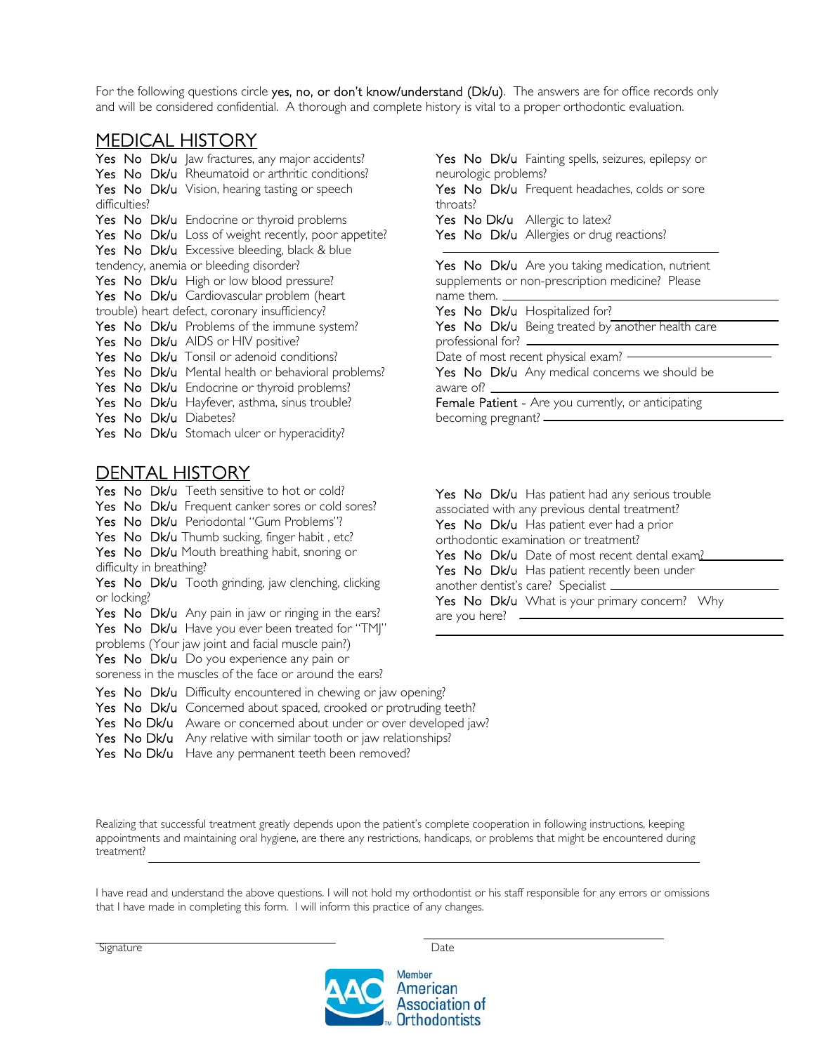For the following questions circle **yes, no, or don't know/understand (Dk/u)**. The answers are for office records only and will be considered confidential. A thorough and complete history is vital to a proper orthodontic evaluation.

## MEDICAL HISTORY

Yes No Dk/u Jaw fractures, any major accidents?
Yes No Dk/u Rheumatoid or arthritic conditions?
Yes No Dk/u Vision, hearing tasting or speech difficulties?
Yes No Dk/u Endocrine or thyroid problems
Yes No Dk/u Loss of weight recently, poor appetite?
Yes No Dk/u Excessive bleeding, black & blue tendency, anemia or bleeding disorder?
Yes No Dk/u High or low blood pressure?
Yes No Dk/u Cardiovascular problem (heart trouble) heart defect, coronary insufficiency?
Yes No Dk/u Problems of the immune system?
Yes No Dk/u AIDS or HIV positive?
Yes No Dk/u Tonsil or adenoid conditions?
Yes No Dk/u Mental health or behavioral problems?
Yes No Dk/u Endocrine or thyroid problems?
Yes No Dk/u Hayfever, asthma, sinus trouble?
Yes No Dk/u Diabetes?
Yes No Dk/u Stomach ulcer or hyperacidity?

Yes No Dk/u Fainting spells, seizures, epilepsy or neurologic problems?
Yes No Dk/u Frequent headaches, colds or sore throats?
Yes No Dk/u Allergic to latex?
Yes No Dk/u Allergies or drug reactions? ______________________

Yes No Dk/u Are you taking medication, nutrient supplements or non-prescription medicine? Please name them. ______________________
Yes No Dk/u Hospitalized for? ______________________
Yes No Dk/u Being treated by another health care professional for? ______________________
Date of most recent physical exam? ______________________
Yes No Dk/u Any medical concerns we should be aware of? ______________________
Female Patient - Are you currently, or anticipating becoming pregnant? ______________________

## DENTAL HISTORY

Yes No Dk/u Teeth sensitive to hot or cold?
Yes No Dk/u Frequent canker sores or cold sores?
Yes No Dk/u Periodontal "Gum Problems"?
Yes No Dk/u Thumb sucking, finger habit , etc?
Yes No Dk/u Mouth breathing habit, snoring or difficulty in breathing?
Yes No Dk/u Tooth grinding, jaw clenching, clicking or locking?
Yes No Dk/u Any pain in jaw or ringing in the ears?
Yes No Dk/u Have you ever been treated for "TMJ" problems (Your jaw joint and facial muscle pain?)
Yes No Dk/u Do you experience any pain or soreness in the muscles of the face or around the ears?

Yes No Dk/u Has patient had any serious trouble associated with any previous dental treatment?
Yes No Dk/u Has patient ever had a prior orthodontic examination or treatment?
Yes No Dk/u Date of most recent dental exam? ______________________
Yes No Dk/u Has patient recently been under another dentist's care? Specialist ______________________
Yes No Dk/u What is your primary concern? Why are you here? ______________________

Yes No Dk/u Difficulty encountered in chewing or jaw opening?
Yes No Dk/u Concerned about spaced, crooked or protruding teeth?
Yes No Dk/u Aware or concerned about under or over developed jaw?
Yes No Dk/u Any relative with similar tooth or jaw relationships?
Yes No Dk/u Have any permanent teeth been removed?

Realizing that successful treatment greatly depends upon the patient's complete cooperation in following instructions, keeping appointments and maintaining oral hygiene, are there any restrictions, handicaps, or problems that might be encountered during treatment? ______________________

I have read and understand the above questions. I will not hold my orthodontist or his staff responsible for any errors or omissions that I have made in completing this form. I will inform this practice of any changes.

______________________ Signature

______________________ Date

Member American Association of Orthodontists